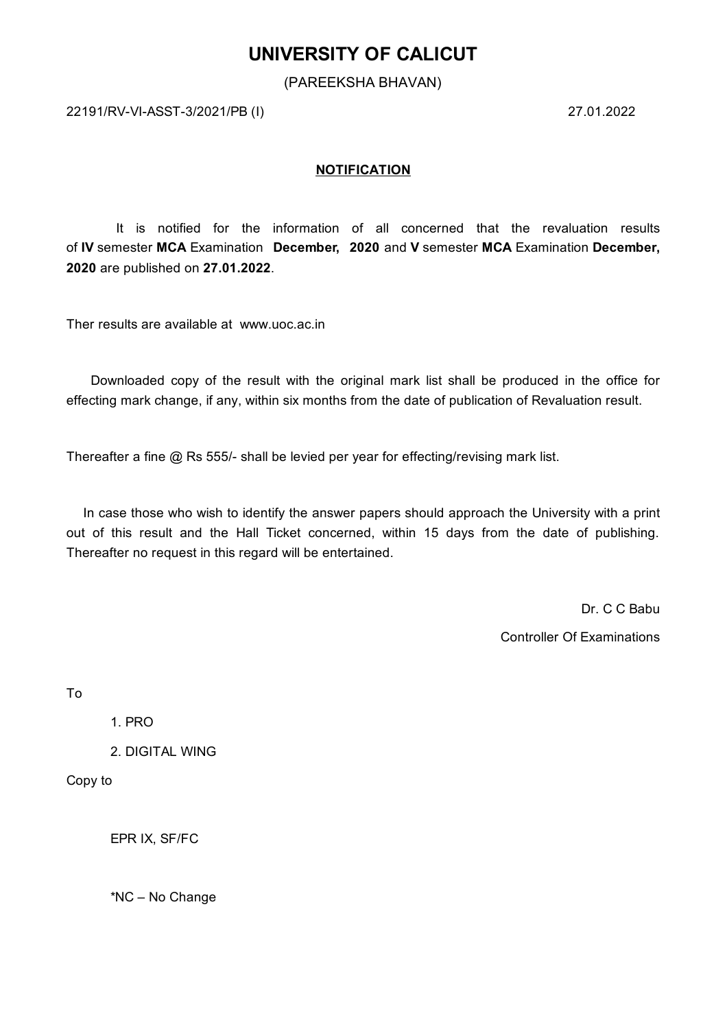# UNIVERSITY OF CALICUT

(PAREEKSHA BHAVAN)

22191/RV-VI-ASST-3/2021/PB (I) 27.01.2022

**NOTIFICATION**

It is notified for the information of all concerned that the revaluation results of **IV** semester **MCA** Examination **December, 2020** and **V** semester **MCA** Examination **December, 2020** are published on **27.01.2022**.

Ther results are available at www.uoc.ac.in

Downloaded copy of the result with the original mark list shall be produced in the office for effecting mark change, if any, within six months from the date of publication of Revaluation result.

Thereafter a fine @ Rs 555/- shall be levied per year for effecting/revising mark list.

In case those who wish to identify the answer papers should approach the University with a print out of this result and the Hall Ticket concerned, within 15 days from the date of publishing. Thereafter no request in this regard will be entertained.

Dr. C C Babu

Controller Of Examinations

To

1. PRO
2. DIGITAL WING

Copy to

EPR IX, SF/FC

*NC – No Change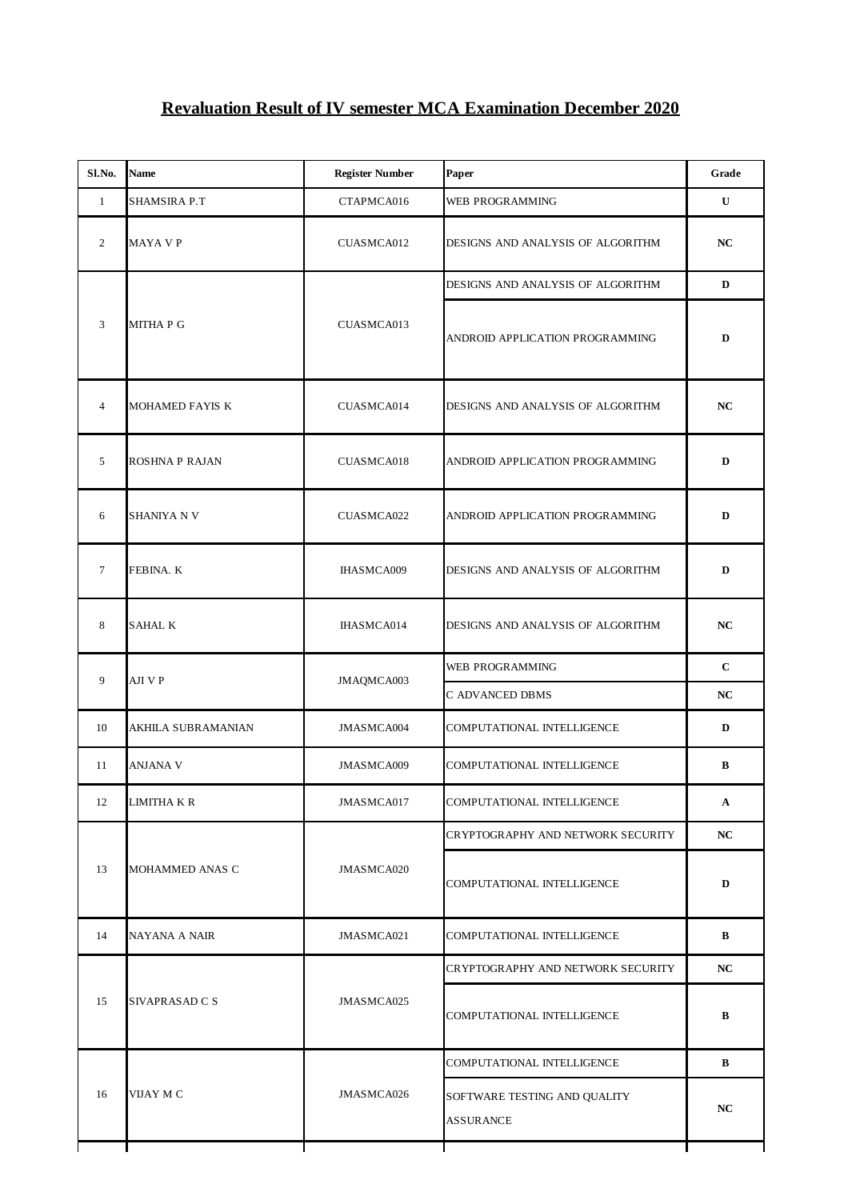## Revaluation Result of IV semester MCA Examination December 2020

| Sl.No. | Name | Register Number | Paper | Grade |
|---|---|---|---|---|
| 1 | SHAMSIRA P.T | CTAPMCA016 | WEB PROGRAMMING | U |
| 2 | MAYA V P | CUASMCA012 | DESIGNS AND ANALYSIS OF ALGORITHM | NC |
| 3 | MITHA P G | CUASMCA013 | DESIGNS AND ANALYSIS OF ALGORITHM | D |
| | | | ANDROID APPLICATION PROGRAMMING | D |
| 4 | MOHAMED FAYIS K | CUASMCA014 | DESIGNS AND ANALYSIS OF ALGORITHM | NC |
| 5 | ROSHNA P RAJAN | CUASMCA018 | ANDROID APPLICATION PROGRAMMING | D |
| 6 | SHANIYA N V | CUASMCA022 | ANDROID APPLICATION PROGRAMMING | D |
| 7 | FEBINA. K | IHASMCA009 | DESIGNS AND ANALYSIS OF ALGORITHM | D |
| 8 | SAHAL K | IHASMCA014 | DESIGNS AND ANALYSIS OF ALGORITHM | NC |
| 9 | AJI V P | JMAQMCA003 | WEB PROGRAMMING | C |
| | | | C ADVANCED DBMS | NC |
| 10 | AKHILA SUBRAMANIAN | JMASMCA004 | COMPUTATIONAL INTELLIGENCE | D |
| 11 | ANJANA V | JMASMCA009 | COMPUTATIONAL INTELLIGENCE | B |
| 12 | LIMITHA K R | JMASMCA017 | COMPUTATIONAL INTELLIGENCE | A |
| 13 | MOHAMMED ANAS C | JMASMCA020 | CRYPTOGRAPHY AND NETWORK SECURITY | NC |
| | | | COMPUTATIONAL INTELLIGENCE | D |
| 14 | NAYANA A NAIR | JMASMCA021 | COMPUTATIONAL INTELLIGENCE | B |
| 15 | SIVAPRASAD C S | JMASMCA025 | CRYPTOGRAPHY AND NETWORK SECURITY | NC |
| | | | COMPUTATIONAL INTELLIGENCE | B |
| 16 | VIJAY M C | JMASMCA026 | COMPUTATIONAL INTELLIGENCE | B |
| | | | SOFTWARE TESTING AND QUALITY ASSURANCE | NC |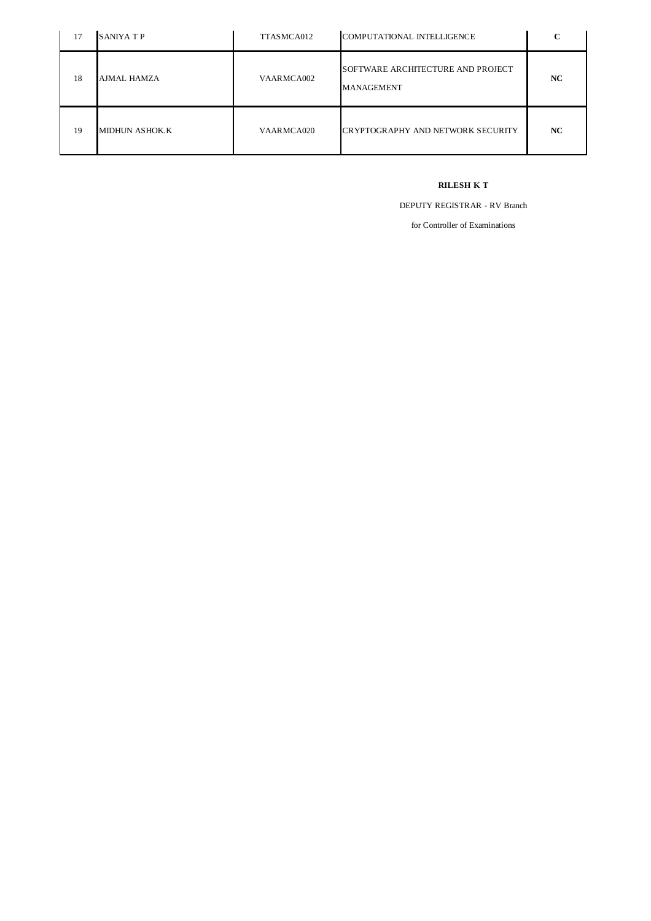| 17 | SANIYA T P | TTASMCA012 | COMPUTATIONAL INTELLIGENCE | C |
|---|---|---|---|---|
| 18 | AJMAL HAMZA | VAARMCA002 | SOFTWARE ARCHITECTURE AND PROJECT MANAGEMENT | NC |
| 19 | MIDHUN ASHOK.K | VAARMCA020 | CRYPTOGRAPHY AND NETWORK SECURITY | NC |

**RILESH K T**

DEPUTY REGISTRAR - RV Branch

for Controller of Examinations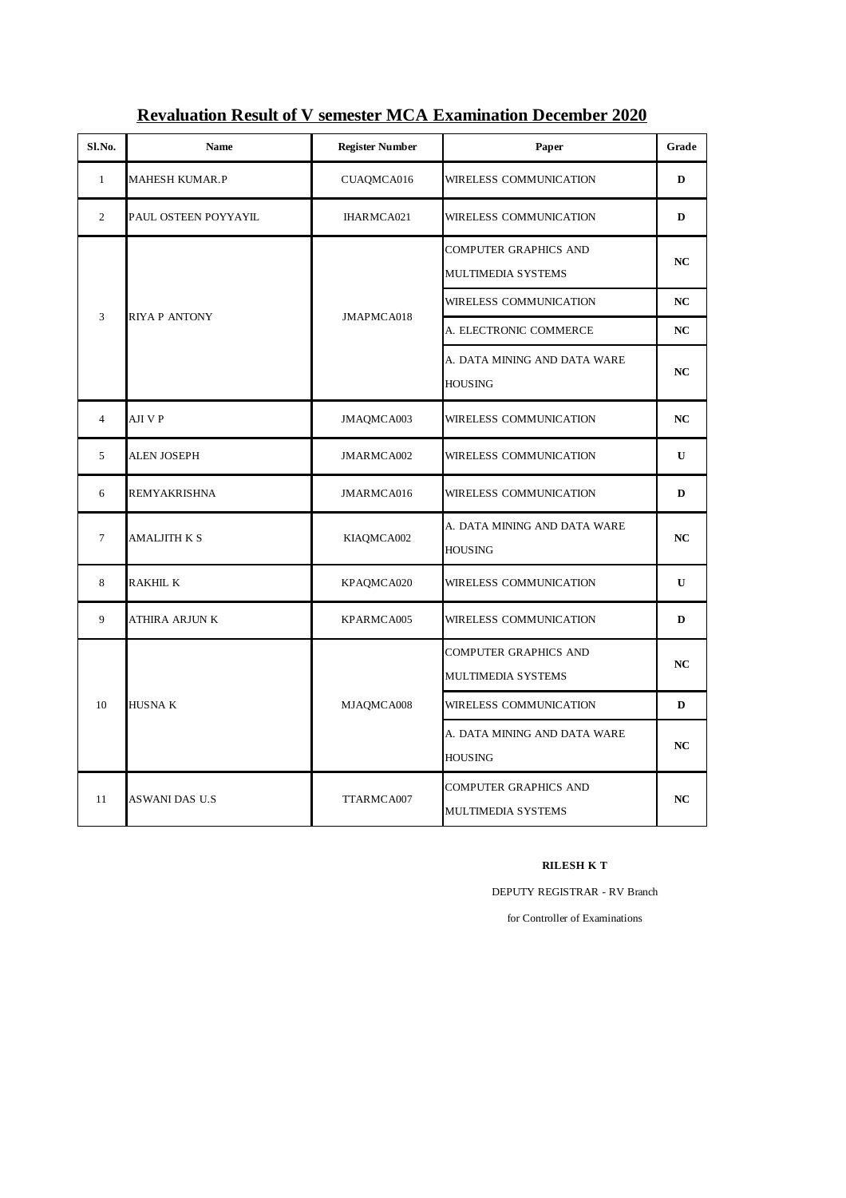# Revaluation Result of V semester MCA Examination December 2020

| Sl.No. | Name | Register Number | Paper | Grade |
|---|---|---|---|---|
| 1 | MAHESH KUMAR.P | CUAQMCA016 | WIRELESS COMMUNICATION | D |
| 2 | PAUL OSTEEN POYYAYIL | IHARMCA021 | WIRELESS COMMUNICATION | D |
| 3 | RIYA P ANTONY | JMAPMCA018 | COMPUTER GRAPHICS AND MULTIMEDIA SYSTEMS | NC |
| | | | WIRELESS COMMUNICATION | NC |
| | | | A. ELECTRONIC COMMERCE | NC |
| | | | A. DATA MINING AND DATA WARE HOUSING | NC |
| 4 | AJI V P | JMAQMCA003 | WIRELESS COMMUNICATION | NC |
| 5 | ALEN JOSEPH | JMARMCA002 | WIRELESS COMMUNICATION | U |
| 6 | REMYAKRISHNA | JMARMCA016 | WIRELESS COMMUNICATION | D |
| 7 | AMALJITH K S | KIAQMCA002 | A. DATA MINING AND DATA WARE HOUSING | NC |
| 8 | RAKHIL K | KPAQMCA020 | WIRELESS COMMUNICATION | U |
| 9 | ATHIRA ARJUN K | KPARMCA005 | WIRELESS COMMUNICATION | D |
| 10 | HUSNA K | MJAQMCA008 | COMPUTER GRAPHICS AND MULTIMEDIA SYSTEMS | NC |
| | | | WIRELESS COMMUNICATION | D |
| | | | A. DATA MINING AND DATA WARE HOUSING | NC |
| 11 | ASWANI DAS U.S | TTARMCA007 | COMPUTER GRAPHICS AND MULTIMEDIA SYSTEMS | NC |

**RILESH K T**

DEPUTY REGISTRAR - RV Branch

for Controller of Examinations